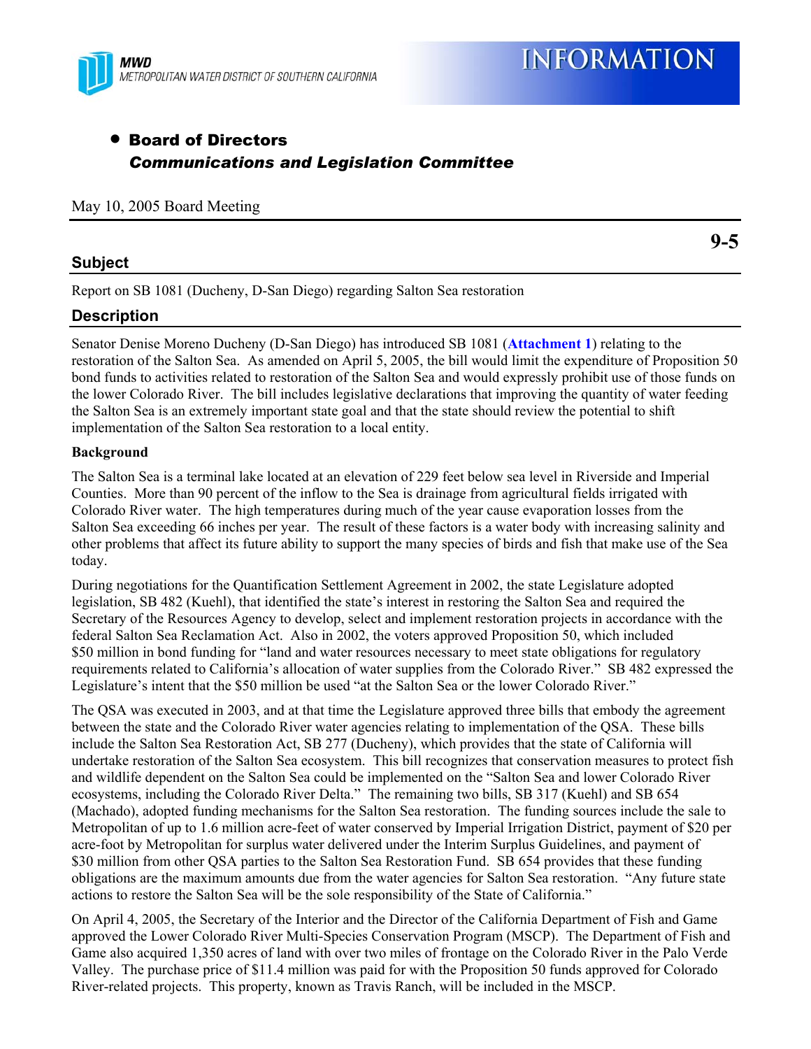MWD
METROPOLITAN WATER DISTRICT OF SOUTHERN CALIFORNIA

INFORMATION

- **Board of Directors**
  ***Communications and Legislation Committee***

May 10, 2005 Board Meeting

**9-5**

## Subject

Report on SB 1081 (Ducheny, D-San Diego) regarding Salton Sea restoration

## Description

Senator Denise Moreno Ducheny (D-San Diego) has introduced SB 1081 (**Attachment 1**) relating to the restoration of the Salton Sea. As amended on April 5, 2005, the bill would limit the expenditure of Proposition 50 bond funds to activities related to restoration of the Salton Sea and would expressly prohibit use of those funds on the lower Colorado River. The bill includes legislative declarations that improving the quantity of water feeding the Salton Sea is an extremely important state goal and that the state should review the potential to shift implementation of the Salton Sea restoration to a local entity.

**Background**

The Salton Sea is a terminal lake located at an elevation of 229 feet below sea level in Riverside and Imperial Counties. More than 90 percent of the inflow to the Sea is drainage from agricultural fields irrigated with Colorado River water. The high temperatures during much of the year cause evaporation losses from the Salton Sea exceeding 66 inches per year. The result of these factors is a water body with increasing salinity and other problems that affect its future ability to support the many species of birds and fish that make use of the Sea today.

During negotiations for the Quantification Settlement Agreement in 2002, the state Legislature adopted legislation, SB 482 (Kuehl), that identified the state's interest in restoring the Salton Sea and required the Secretary of the Resources Agency to develop, select and implement restoration projects in accordance with the federal Salton Sea Reclamation Act. Also in 2002, the voters approved Proposition 50, which included $50 million in bond funding for "land and water resources necessary to meet state obligations for regulatory requirements related to California's allocation of water supplies from the Colorado River." SB 482 expressed the Legislature's intent that the $50 million be used "at the Salton Sea or the lower Colorado River."

The QSA was executed in 2003, and at that time the Legislature approved three bills that embody the agreement between the state and the Colorado River water agencies relating to implementation of the QSA. These bills include the Salton Sea Restoration Act, SB 277 (Ducheny), which provides that the state of California will undertake restoration of the Salton Sea ecosystem. This bill recognizes that conservation measures to protect fish and wildlife dependent on the Salton Sea could be implemented on the "Salton Sea and lower Colorado River ecosystems, including the Colorado River Delta." The remaining two bills, SB 317 (Kuehl) and SB 654 (Machado), adopted funding mechanisms for the Salton Sea restoration. The funding sources include the sale to Metropolitan of up to 1.6 million acre-feet of water conserved by Imperial Irrigation District, payment of $20 per acre-foot by Metropolitan for surplus water delivered under the Interim Surplus Guidelines, and payment of $30 million from other QSA parties to the Salton Sea Restoration Fund. SB 654 provides that these funding obligations are the maximum amounts due from the water agencies for Salton Sea restoration. "Any future state actions to restore the Salton Sea will be the sole responsibility of the State of California."

On April 4, 2005, the Secretary of the Interior and the Director of the California Department of Fish and Game approved the Lower Colorado River Multi-Species Conservation Program (MSCP). The Department of Fish and Game also acquired 1,350 acres of land with over two miles of frontage on the Colorado River in the Palo Verde Valley. The purchase price of $11.4 million was paid for with the Proposition 50 funds approved for Colorado River-related projects. This property, known as Travis Ranch, will be included in the MSCP.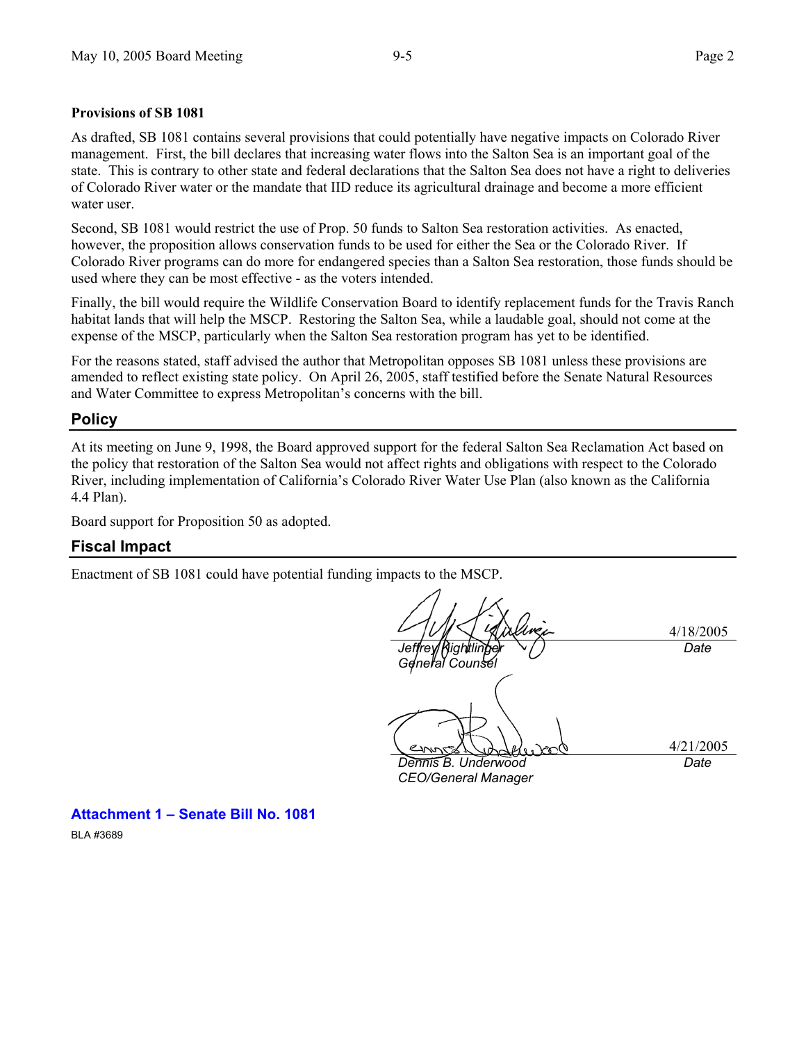**Provisions of SB 1081**

As drafted, SB 1081 contains several provisions that could potentially have negative impacts on Colorado River management. First, the bill declares that increasing water flows into the Salton Sea is an important goal of the state. This is contrary to other state and federal declarations that the Salton Sea does not have a right to deliveries of Colorado River water or the mandate that IID reduce its agricultural drainage and become a more efficient water user.

Second, SB 1081 would restrict the use of Prop. 50 funds to Salton Sea restoration activities. As enacted, however, the proposition allows conservation funds to be used for either the Sea or the Colorado River. If Colorado River programs can do more for endangered species than a Salton Sea restoration, those funds should be used where they can be most effective - as the voters intended.

Finally, the bill would require the Wildlife Conservation Board to identify replacement funds for the Travis Ranch habitat lands that will help the MSCP. Restoring the Salton Sea, while a laudable goal, should not come at the expense of the MSCP, particularly when the Salton Sea restoration program has yet to be identified.

For the reasons stated, staff advised the author that Metropolitan opposes SB 1081 unless these provisions are amended to reflect existing state policy. On April 26, 2005, staff testified before the Senate Natural Resources and Water Committee to express Metropolitan's concerns with the bill.

## Policy

At its meeting on June 9, 1998, the Board approved support for the federal Salton Sea Reclamation Act based on the policy that restoration of the Salton Sea would not affect rights and obligations with respect to the Colorado River, including implementation of California's Colorado River Water Use Plan (also known as the California 4.4 Plan).

Board support for Proposition 50 as adopted.

## Fiscal Impact

Enactment of SB 1081 could have potential funding impacts to the MSCP.

*Jeffrey Kightlinger*
*General Counsel*
4/18/2005
*Date*

*Dennis B. Underwood*
*CEO/General Manager*
4/21/2005
*Date*

**Attachment 1 – Senate Bill No. 1081**

BLA #3689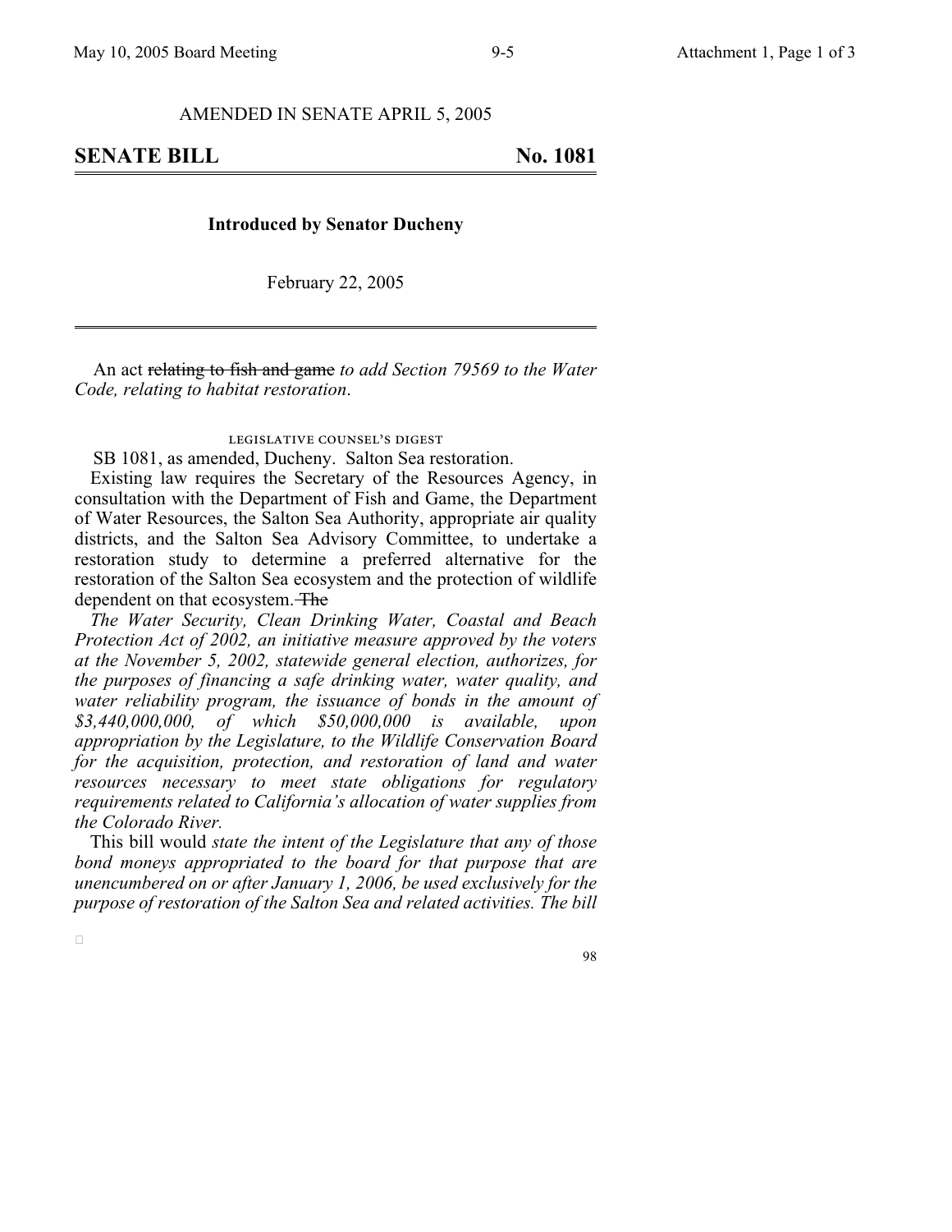AMENDED IN SENATE APRIL 5, 2005

# SENATE BILL No. 1081

**Introduced by Senator Ducheny**

February 22, 2005

An act ~~relating to fish and game~~ *to add Section 79569 to the Water Code, relating to habitat restoration*.

LEGISLATIVE COUNSEL'S DIGEST

SB 1081, as amended, Ducheny. Salton Sea restoration.

Existing law requires the Secretary of the Resources Agency, in consultation with the Department of Fish and Game, the Department of Water Resources, the Salton Sea Authority, appropriate air quality districts, and the Salton Sea Advisory Committee, to undertake a restoration study to determine a preferred alternative for the restoration of the Salton Sea ecosystem and the protection of wildlife dependent on that ecosystem. ~~The~~

*The Water Security, Clean Drinking Water, Coastal and Beach Protection Act of 2002, an initiative measure approved by the voters at the November 5, 2002, statewide general election, authorizes, for the purposes of financing a safe drinking water, water quality, and water reliability program, the issuance of bonds in the amount of $3,440,000,000, of which $50,000,000 is available, upon appropriation by the Legislature, to the Wildlife Conservation Board for the acquisition, protection, and restoration of land and water resources necessary to meet state obligations for regulatory requirements related to California's allocation of water supplies from the Colorado River.*

This bill would *state the intent of the Legislature that any of those bond moneys appropriated to the board for that purpose that are unencumbered on or after January 1, 2006, be used exclusively for the purpose of restoration of the Salton Sea and related activities. The bill*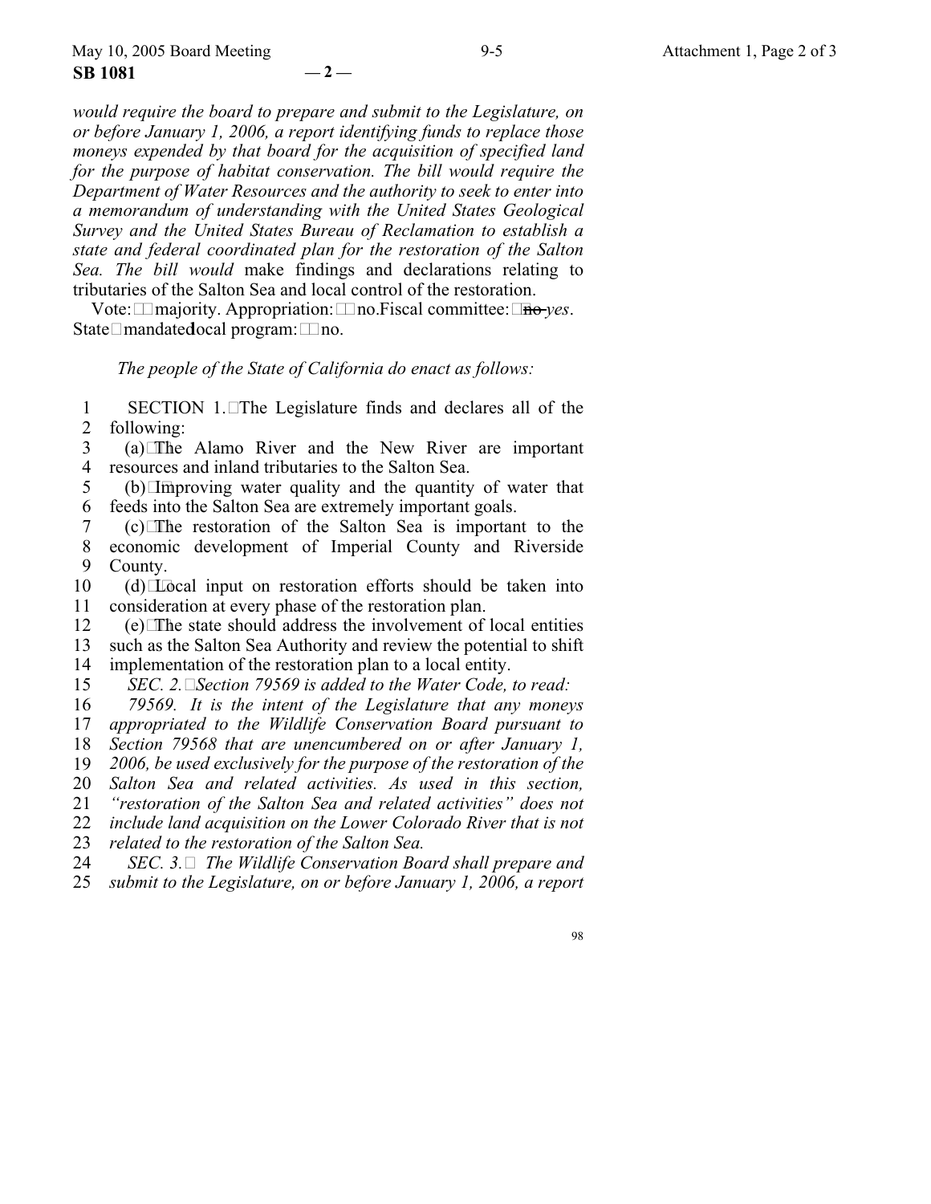*would require the board to prepare and submit to the Legislature, on or before January 1, 2006, a report identifying funds to replace those moneys expended by that board for the acquisition of specified land for the purpose of habitat conservation. The bill would require the Department of Water Resources and the authority to seek to enter into a memorandum of understanding with the United States Geological Survey and the United States Bureau of Reclamation to establish a state and federal coordinated plan for the restoration of the Salton Sea. The bill would* make findings and declarations relating to tributaries of the Salton Sea and local control of the restoration.

Vote: majority. Appropriation: no. Fiscal committee: ~~no~~ *yes*. State-mandated local program: no.

*The people of the State of California do enact as follows:*

SECTION 1. The Legislature finds and declares all of the following:

(a) The Alamo River and the New River are important resources and inland tributaries to the Salton Sea.

(b) Improving water quality and the quantity of water that feeds into the Salton Sea are extremely important goals.

(c) The restoration of the Salton Sea is important to the economic development of Imperial County and Riverside County.

(d) Local input on restoration efforts should be taken into consideration at every phase of the restoration plan.

(e) The state should address the involvement of local entities such as the Salton Sea Authority and review the potential to shift implementation of the restoration plan to a local entity.

*SEC. 2. Section 79569 is added to the Water Code, to read:*

*79569. It is the intent of the Legislature that any moneys appropriated to the Wildlife Conservation Board pursuant to Section 79568 that are unencumbered on or after January 1, 2006, be used exclusively for the purpose of the restoration of the Salton Sea and related activities. As used in this section, "restoration of the Salton Sea and related activities" does not include land acquisition on the Lower Colorado River that is not related to the restoration of the Salton Sea.*

*SEC. 3. The Wildlife Conservation Board shall prepare and submit to the Legislature, on or before January 1, 2006, a report*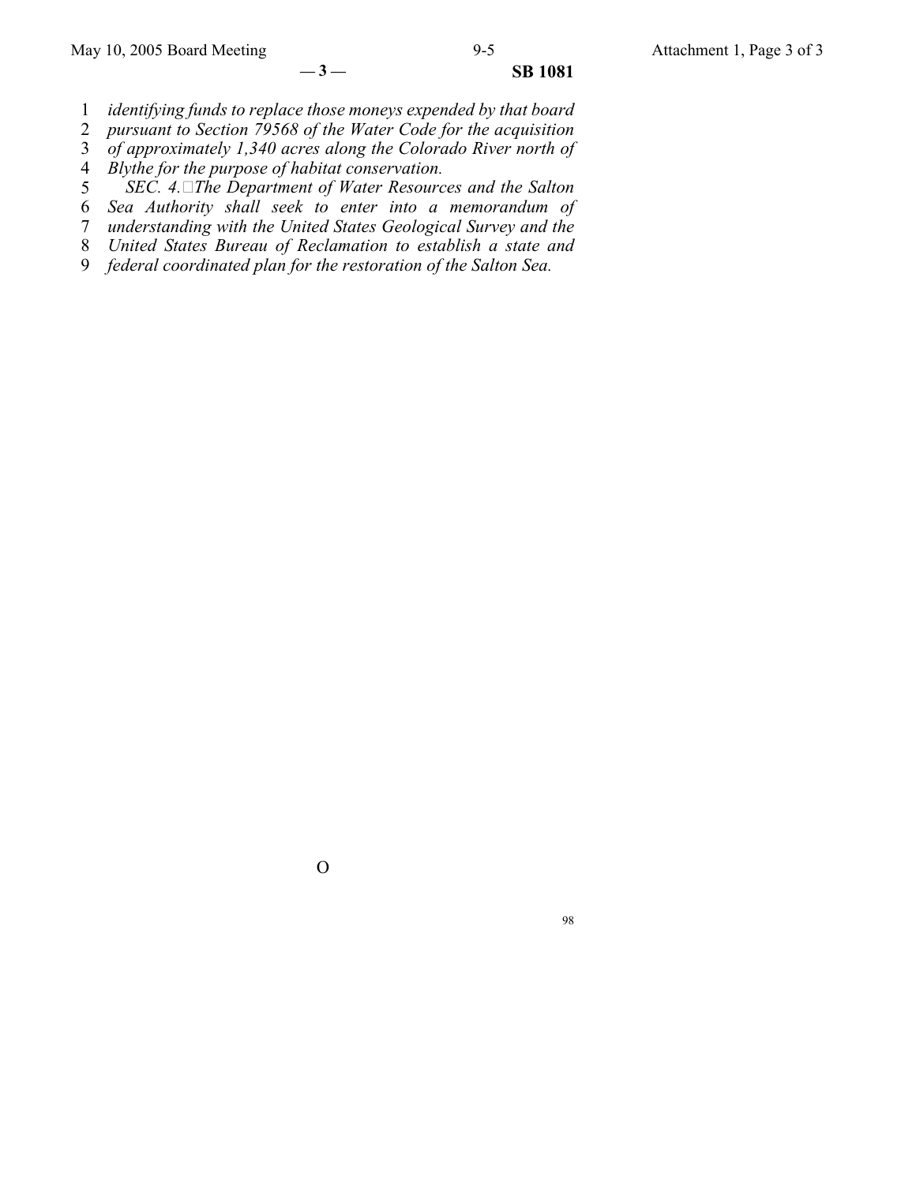*identifying funds to replace those moneys expended by that board pursuant to Section 79568 of the Water Code for the acquisition of approximately 1,340 acres along the Colorado River north of Blythe for the purpose of habitat conservation.*

*SEC. 4. The Department of Water Resources and the Salton Sea Authority shall seek to enter into a memorandum of understanding with the United States Geological Survey and the United States Bureau of Reclamation to establish a state and federal coordinated plan for the restoration of the Salton Sea.*

O